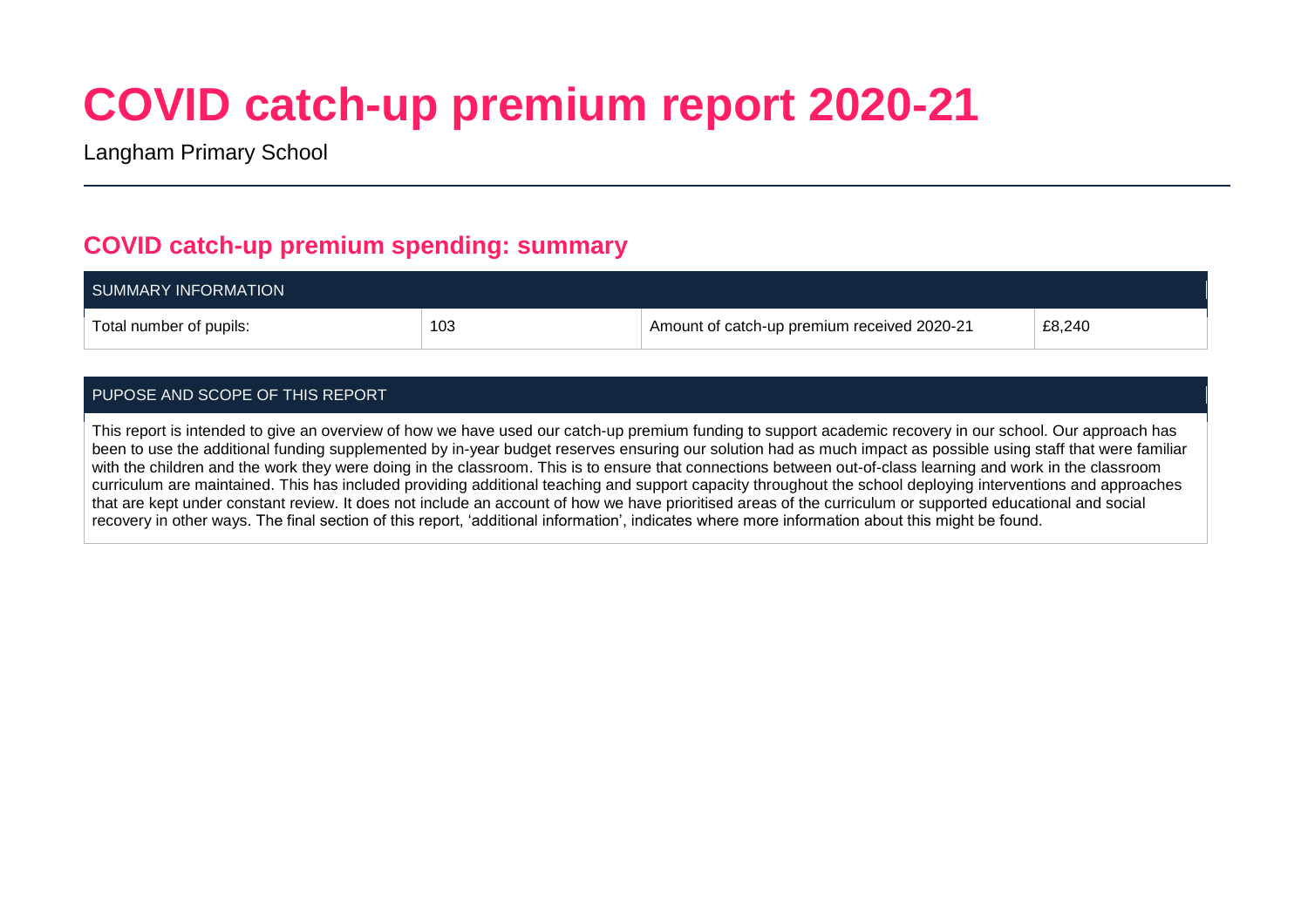# COVID catch-up premium report 2020-21

Langham Primary School

## COVID catch-up premium spending: summary

| SUMMARY INFORMATION | | | |
|---|---|---|---|
| Total number of pupils: | 103 | Amount of catch-up premium received 2020-21 | £8,240 |

| PUPOSE AND SCOPE OF THIS REPORT |
|---|
| This report is intended to give an overview of how we have used our catch-up premium funding to support academic recovery in our school. Our approach has been to use the additional funding supplemented by in-year budget reserves ensuring our solution had as much impact as possible using staff that were familiar with the children and the work they were doing in the classroom. This is to ensure that connections between out-of-class learning and work in the classroom curriculum are maintained. This has included providing additional teaching and support capacity throughout the school deploying interventions and approaches that are kept under constant review. It does not include an account of how we have prioritised areas of the curriculum or supported educational and social recovery in other ways. The final section of this report, 'additional information', indicates where more information about this might be found. |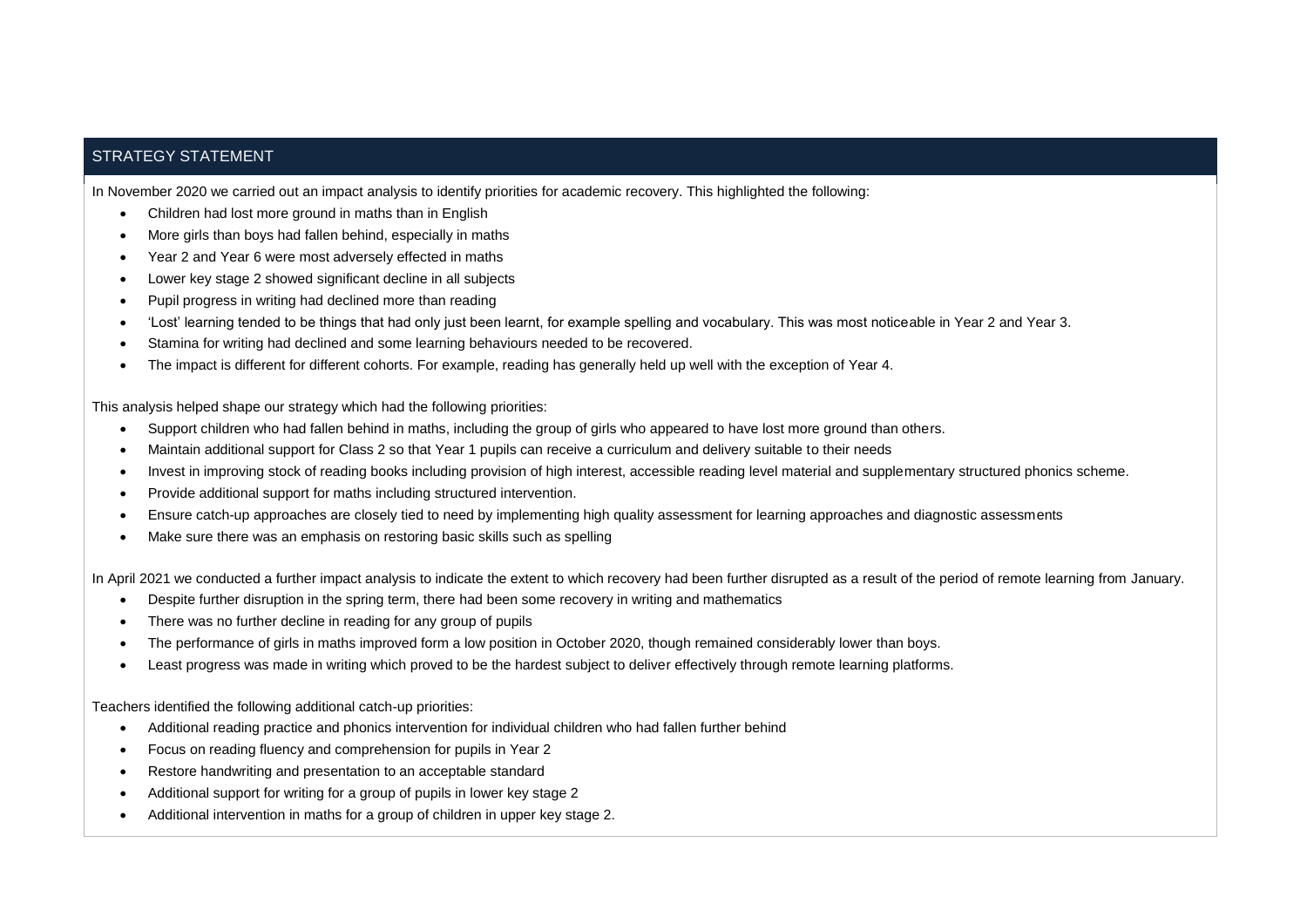## STRATEGY STATEMENT

In November 2020 we carried out an impact analysis to identify priorities for academic recovery. This highlighted the following:

- Children had lost more ground in maths than in English
- More girls than boys had fallen behind, especially in maths
- Year 2 and Year 6 were most adversely effected in maths
- Lower key stage 2 showed significant decline in all subjects
- Pupil progress in writing had declined more than reading
- 'Lost' learning tended to be things that had only just been learnt, for example spelling and vocabulary. This was most noticeable in Year 2 and Year 3.
- Stamina for writing had declined and some learning behaviours needed to be recovered.
- The impact is different for different cohorts. For example, reading has generally held up well with the exception of Year 4.

This analysis helped shape our strategy which had the following priorities:

- Support children who had fallen behind in maths, including the group of girls who appeared to have lost more ground than others.
- Maintain additional support for Class 2 so that Year 1 pupils can receive a curriculum and delivery suitable to their needs
- Invest in improving stock of reading books including provision of high interest, accessible reading level material and supplementary structured phonics scheme.
- Provide additional support for maths including structured intervention.
- Ensure catch-up approaches are closely tied to need by implementing high quality assessment for learning approaches and diagnostic assessments
- Make sure there was an emphasis on restoring basic skills such as spelling

In April 2021 we conducted a further impact analysis to indicate the extent to which recovery had been further disrupted as a result of the period of remote learning from January.

- Despite further disruption in the spring term, there had been some recovery in writing and mathematics
- There was no further decline in reading for any group of pupils
- The performance of girls in maths improved form a low position in October 2020, though remained considerably lower than boys.
- Least progress was made in writing which proved to be the hardest subject to deliver effectively through remote learning platforms.

Teachers identified the following additional catch-up priorities:

- Additional reading practice and phonics intervention for individual children who had fallen further behind
- Focus on reading fluency and comprehension for pupils in Year 2
- Restore handwriting and presentation to an acceptable standard
- Additional support for writing for a group of pupils in lower key stage 2
- Additional intervention in maths for a group of children in upper key stage 2.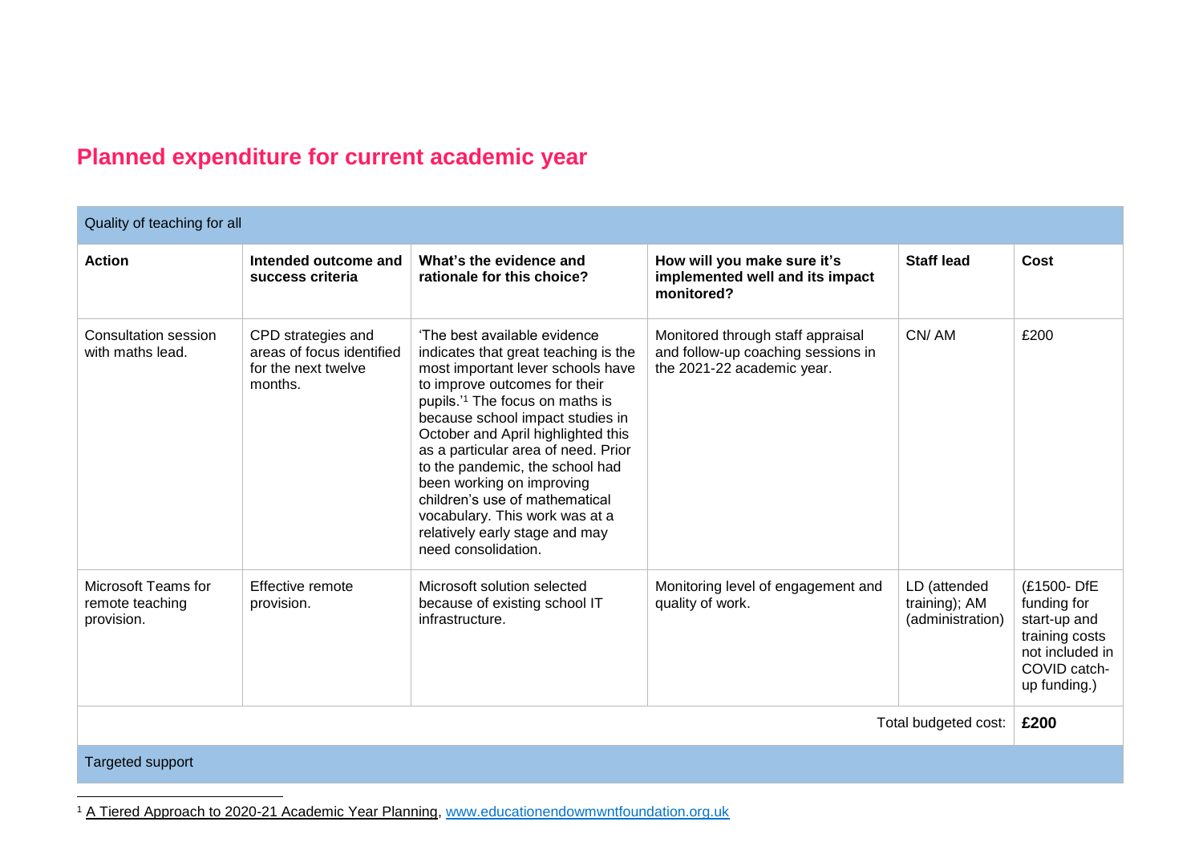## Planned expenditure for current academic year

| Quality of teaching for all | | | | | |
|---|---|---|---|---|---|
| **Action** | **Intended outcome and success criteria** | **What's the evidence and rationale for this choice?** | **How will you make sure it's implemented well and its impact monitored?** | **Staff lead** | **Cost** |
| Consultation session with maths lead. | CPD strategies and areas of focus identified for the next twelve months. | 'The best available evidence indicates that great teaching is the most important lever schools have to improve outcomes for their pupils.'[1] The focus on maths is because school impact studies in October and April highlighted this as a particular area of need. Prior to the pandemic, the school had been working on improving children's use of mathematical vocabulary. This work was at a relatively early stage and may need consolidation. | Monitored through staff appraisal and follow-up coaching sessions in the 2021-22 academic year. | CN/ AM | £200 |
| Microsoft Teams for remote teaching provision. | Effective remote provision. | Microsoft solution selected because of existing school IT infrastructure. | Monitoring level of engagement and quality of work. | LD (attended training); AM (administration) | (£1500- DfE funding for start-up and training costs not included in COVID catch-up funding.) |
| | | | | Total budgeted cost: | **£200** |

| Targeted support |
|---|

[1] A Tiered Approach to 2020-21 Academic Year Planning, www.educationendowmwntfoundation.org.uk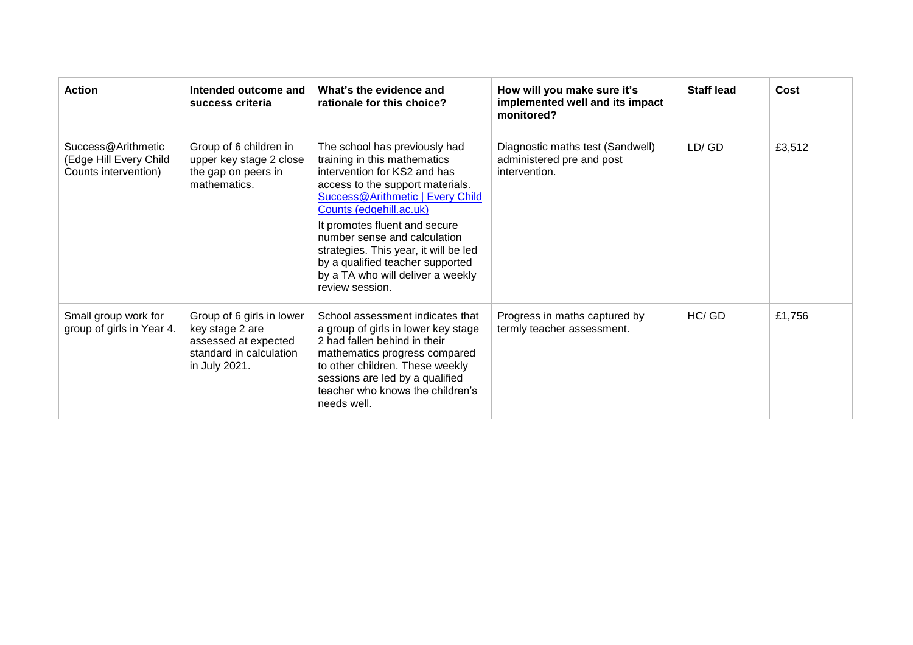| Action | Intended outcome and success criteria | What's the evidence and rationale for this choice? | How will you make sure it's implemented well and its impact monitored? | Staff lead | Cost |
|---|---|---|---|---|---|
| Success@Arithmetic (Edge Hill Every Child Counts intervention) | Group of 6 children in upper key stage 2 close the gap on peers in mathematics. | The school has previously had training in this mathematics intervention for KS2 and has access to the support materials. [Success@Arithmetic \| Every Child Counts (edgehill.ac.uk)](Success@Arithmetic \| Every Child Counts (edgehill.ac.uk))<br>It promotes fluent and secure number sense and calculation strategies. This year, it will be led by a qualified teacher supported by a TA who will deliver a weekly review session. | Diagnostic maths test (Sandwell) administered pre and post intervention. | LD/ GD | £3,512 |
| Small group work for group of girls in Year 4. | Group of 6 girls in lower key stage 2 are assessed at expected standard in calculation in July 2021. | School assessment indicates that a group of girls in lower key stage 2 had fallen behind in their mathematics progress compared to other children. These weekly sessions are led by a qualified teacher who knows the children's needs well. | Progress in maths captured by termly teacher assessment. | HC/ GD | £1,756 |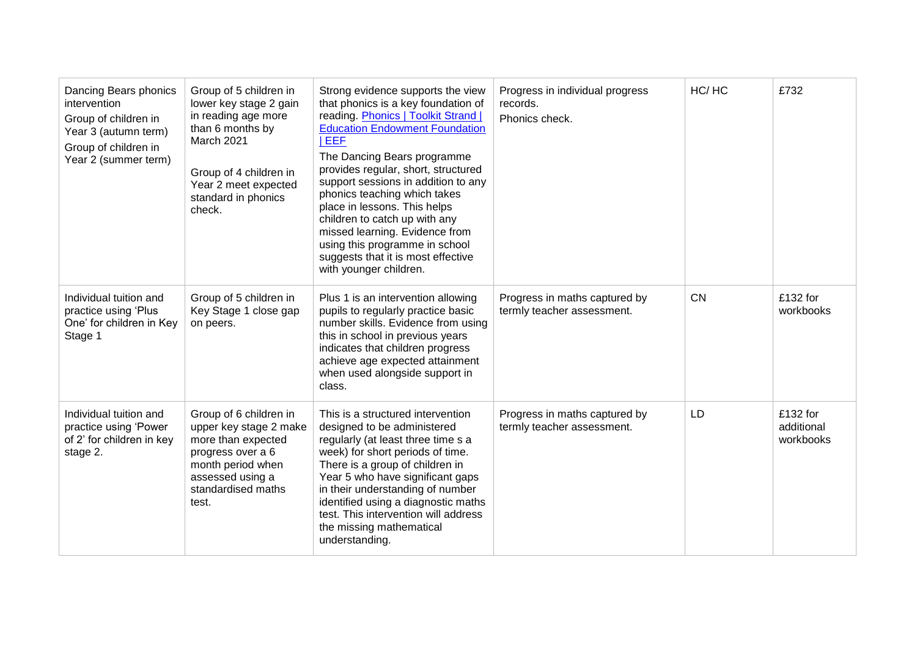| | | | | | |
|---|---|---|---|---|---|
| Dancing Bears phonics intervention<br>Group of children in Year 3 (autumn term)<br>Group of children in Year 2 (summer term) | Group of 5 children in lower key stage 2 gain in reading age more than 6 months by March 2021<br><br>Group of 4 children in Year 2 meet expected standard in phonics check. | Strong evidence supports the view that phonics is a key foundation of reading. [Phonics \| Toolkit Strand \| Education Endowment Foundation \| EEF]<br>The Dancing Bears programme provides regular, short, structured support sessions in addition to any phonics teaching which takes place in lessons. This helps children to catch up with any missed learning. Evidence from using this programme in school suggests that it is most effective with younger children. | Progress in individual progress records.<br>Phonics check. | HC/ HC | £732 |
| Individual tuition and practice using 'Plus One' for children in Key Stage 1 | Group of 5 children in Key Stage 1 close gap on peers. | Plus 1 is an intervention allowing pupils to regularly practice basic number skills. Evidence from using this in school in previous years indicates that children progress achieve age expected attainment when used alongside support in class. | Progress in maths captured by termly teacher assessment. | CN | £132 for workbooks |
| Individual tuition and practice using 'Power of 2' for children in key stage 2. | Group of 6 children in upper key stage 2 make more than expected progress over a 6 month period when assessed using a standardised maths test. | This is a structured intervention designed to be administered regularly (at least three time s a week) for short periods of time. There is a group of children in Year 5 who have significant gaps in their understanding of number identified using a diagnostic maths test. This intervention will address the missing mathematical understanding. | Progress in maths captured by termly teacher assessment. | LD | £132 for additional workbooks |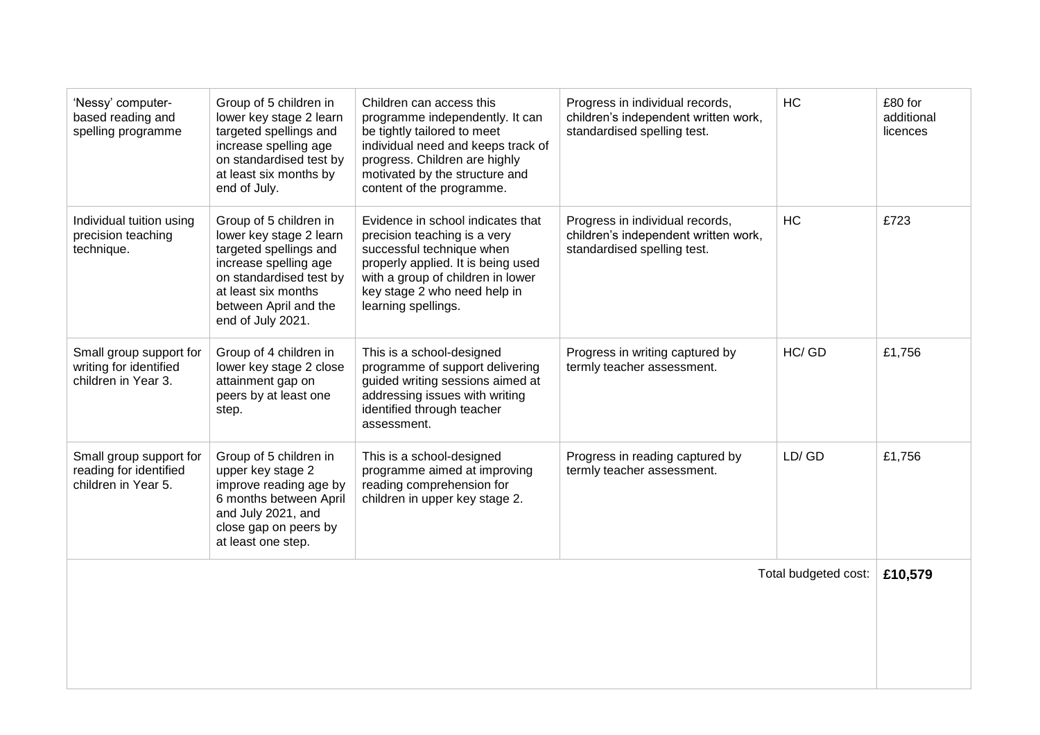| | | | | | |
|---|---|---|---|---|---|
| 'Nessy' computer-based reading and spelling programme | Group of 5 children in lower key stage 2 learn targeted spellings and increase spelling age on standardised test by at least six months by end of July. | Children can access this programme independently. It can be tightly tailored to meet individual need and keeps track of progress. Children are highly motivated by the structure and content of the programme. | Progress in individual records, children's independent written work, standardised spelling test. | HC | £80 for additional licences |
| Individual tuition using precision teaching technique. | Group of 5 children in lower key stage 2 learn targeted spellings and increase spelling age on standardised test by at least six months between April and the end of July 2021. | Evidence in school indicates that precision teaching is a very successful technique when properly applied. It is being used with a group of children in lower key stage 2 who need help in learning spellings. | Progress in individual records, children's independent written work, standardised spelling test. | HC | £723 |
| Small group support for writing for identified children in Year 3. | Group of 4 children in lower key stage 2 close attainment gap on peers by at least one step. | This is a school-designed programme of support delivering guided writing sessions aimed at addressing issues with writing identified through teacher assessment. | Progress in writing captured by termly teacher assessment. | HC/ GD | £1,756 |
| Small group support for reading for identified children in Year 5. | Group of 5 children in upper key stage 2 improve reading age by 6 months between April and July 2021, and close gap on peers by at least one step. | This is a school-designed programme aimed at improving reading comprehension for children in upper key stage 2. | Progress in reading captured by termly teacher assessment. | LD/ GD | £1,756 |
| | | | | Total budgeted cost: | **£10,579** |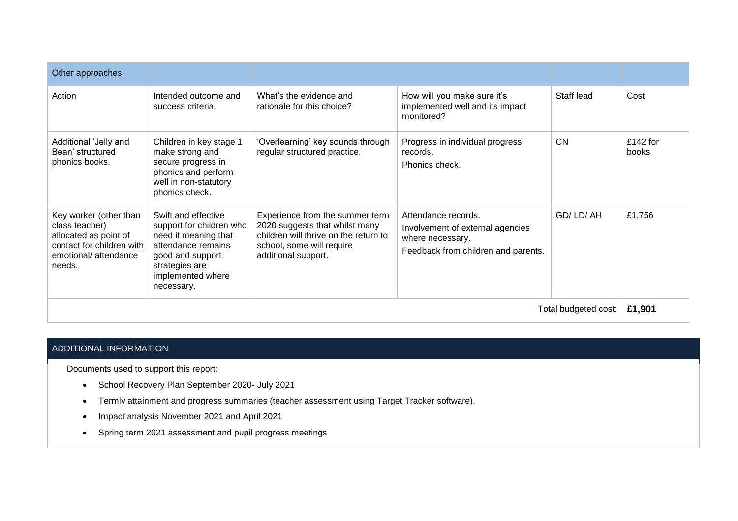| Other approaches | | | | | |
|---|---|---|---|---|---|
| Action | Intended outcome and success criteria | What's the evidence and rationale for this choice? | How will you make sure it's implemented well and its impact monitored? | Staff lead | Cost |
| Additional 'Jelly and Bean' structured phonics books. | Children in key stage 1 make strong and secure progress in phonics and perform well in non-statutory phonics check. | 'Overlearning' key sounds through regular structured practice. | Progress in individual progress records.<br>Phonics check. | CN | £142 for books |
| Key worker (other than class teacher) allocated as point of contact for children with emotional/ attendance needs. | Swift and effective support for children who need it meaning that attendance remains good and support strategies are implemented where necessary. | Experience from the summer term 2020 suggests that whilst many children will thrive on the return to school, some will require additional support. | Attendance records.<br>Involvement of external agencies where necessary.<br>Feedback from children and parents. | GD/ LD/ AH | £1,756 |
| | | | | Total budgeted cost: | **£1,901** |

## ADDITIONAL INFORMATION

Documents used to support this report:

- School Recovery Plan September 2020- July 2021
- Termly attainment and progress summaries (teacher assessment using Target Tracker software).
- Impact analysis November 2021 and April 2021
- Spring term 2021 assessment and pupil progress meetings